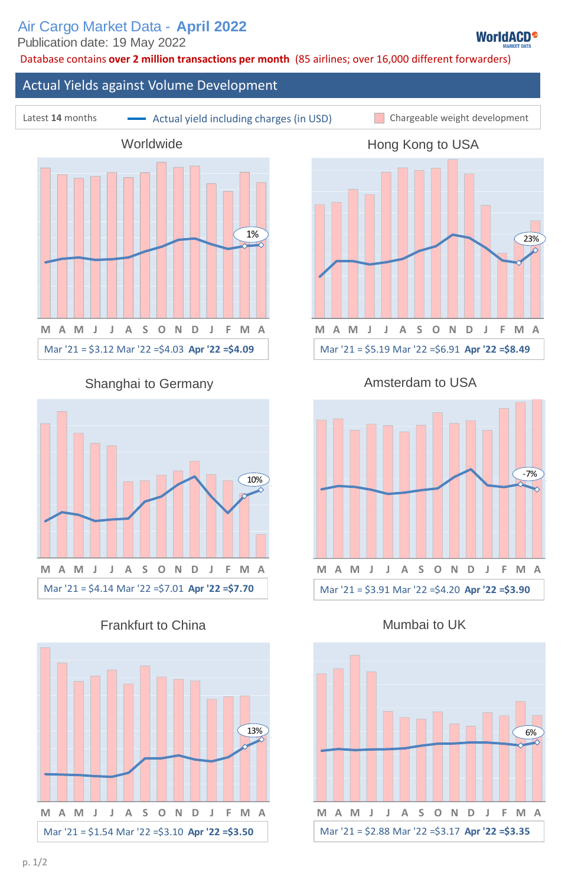# Air Cargo Market Data - April 2022

Publication date: 19 May 2022

WorldACD MARKET DATA

Database contains **over 2 million transactions per month** (85 airlines; over 16,000 different forwarders)

## Actual Yields against Volume Development

Latest **14** months — Actual yield including charges (in USD) — Chargeable weight development

### Worldwide

M A M J J A S O N D J F M A

1%

Mar '21 = $3.12 Mar '22 =$4.03 **Apr '22 =$4.09**

### Hong Kong to USA

M A M J J A S O N D J F M A

23%

Mar '21 = $5.19 Mar '22 =$6.91 **Apr '22 =$8.49**

### Shanghai to Germany

M A M J J A S O N D J F M A

10%

Mar '21 = $4.14 Mar '22 =$7.01 **Apr '22 =$7.70**

### Amsterdam to USA

M A M J J A S O N D J F M A

-7%

Mar '21 = $3.91 Mar '22 =$4.20 **Apr '22 =$3.90**

### Frankfurt to China

M A M J J A S O N D J F M A

13%

Mar '21 = $1.54 Mar '22 =$3.10 **Apr '22 =$3.50**

### Mumbai to UK

M A M J J A S O N D J F M A

6%

Mar '21 = $2.88 Mar '22 =$3.17 **Apr '22 =$3.35**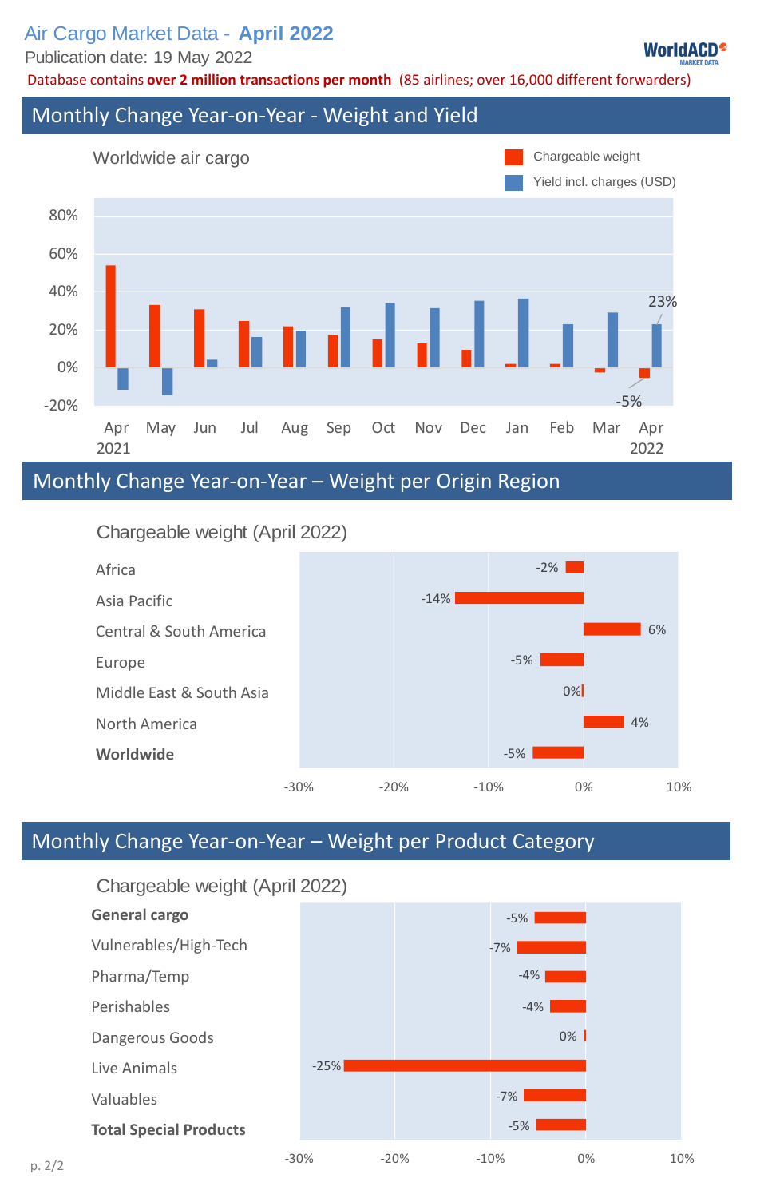# Air Cargo Market Data - **April 2022**

Publication date: 19 May 2022

WorldACD MARKET DATA

Database contains **over 2 million transactions per month** (85 airlines; over 16,000 different forwarders)

## Monthly Change Year-on-Year - Weight and Yield

Worldwide air cargo

Chargeable weight

Yield incl. charges (USD)

80%
60%
40%
20%
0%
-20%

Apr 2021, May, Jun, Jul, Aug, Sep, Oct, Nov, Dec, Jan, Feb, Mar, Apr 2022

23%

-5%

## Monthly Change Year-on-Year – Weight per Origin Region

Chargeable weight (April 2022)

Africa -2%
Asia Pacific -14%
Central & South America 6%
Europe -5%
Middle East & South Asia 0%
North America 4%
**Worldwide** -5%

-30% -20% -10% 0% 10%

## Monthly Change Year-on-Year – Weight per Product Category

Chargeable weight (April 2022)

**General cargo** -5%
Vulnerables/High-Tech -7%
Pharma/Temp -4%
Perishables -4%
Dangerous Goods 0%
Live Animals -25%
Valuables -7%
**Total Special Products** -5%

-30% -20% -10% 0% 10%